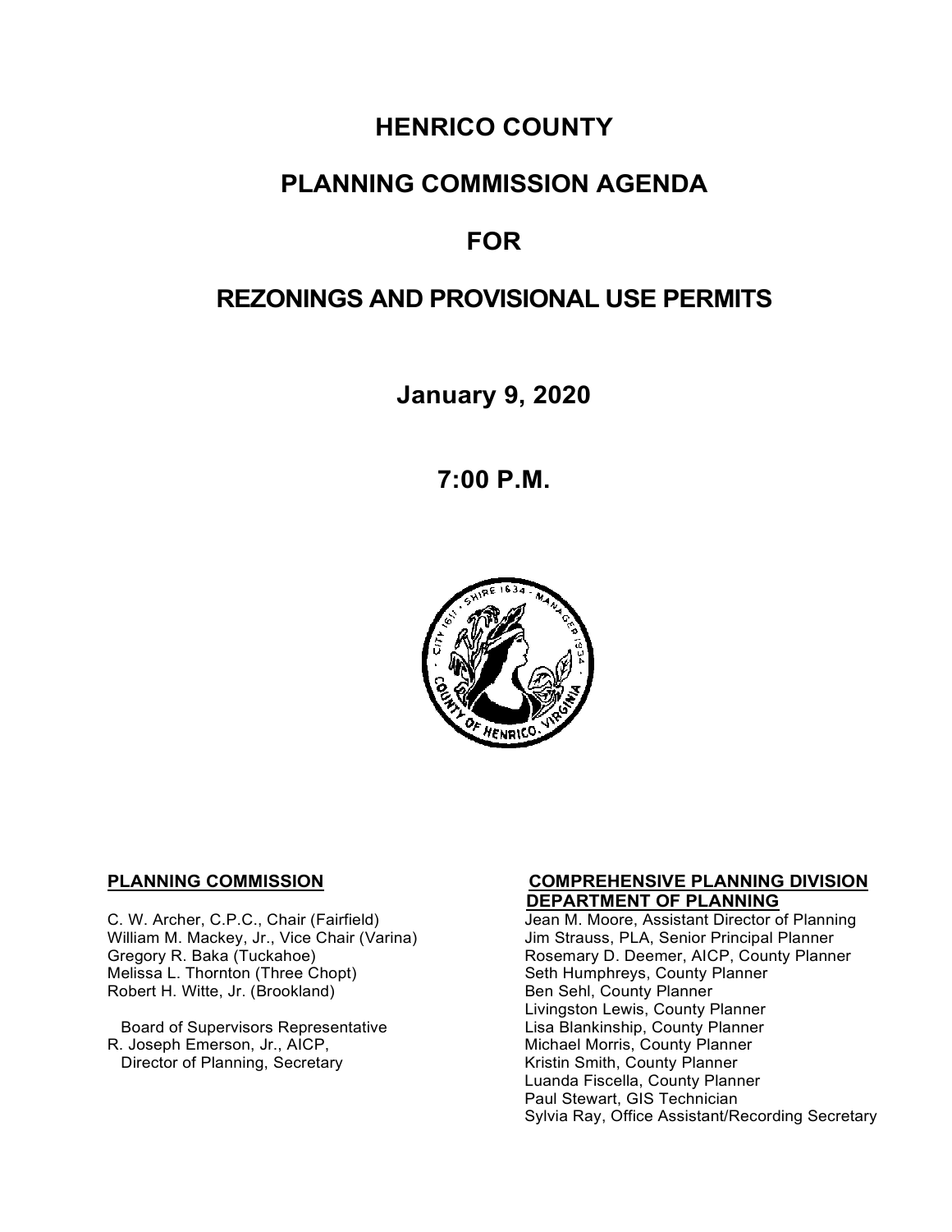# HENRICO COUNTY

# PLANNING COMMISSION AGENDA

# FOR

# REZONINGS AND PROVISIONAL USE PERMITS

**January 9, 2020**

**7:00 P.M.**

**PLANNING COMMISSION**

C. W. Archer, C.P.C., Chair (Fairfield)
William M. Mackey, Jr., Vice Chair (Varina)
Gregory R. Baka (Tuckahoe)
Melissa L. Thornton (Three Chopt)
Robert H. Witte, Jr. (Brookland)

Board of Supervisors Representative
R. Joseph Emerson, Jr., AICP,
Director of Planning, Secretary

**COMPREHENSIVE PLANNING DIVISION**
**DEPARTMENT OF PLANNING**

Jean M. Moore, Assistant Director of Planning
Jim Strauss, PLA, Senior Principal Planner
Rosemary D. Deemer, AICP, County Planner
Seth Humphreys, County Planner
Ben Sehl, County Planner
Livingston Lewis, County Planner
Lisa Blankinship, County Planner
Michael Morris, County Planner
Kristin Smith, County Planner
Luanda Fiscella, County Planner
Paul Stewart, GIS Technician
Sylvia Ray, Office Assistant/Recording Secretary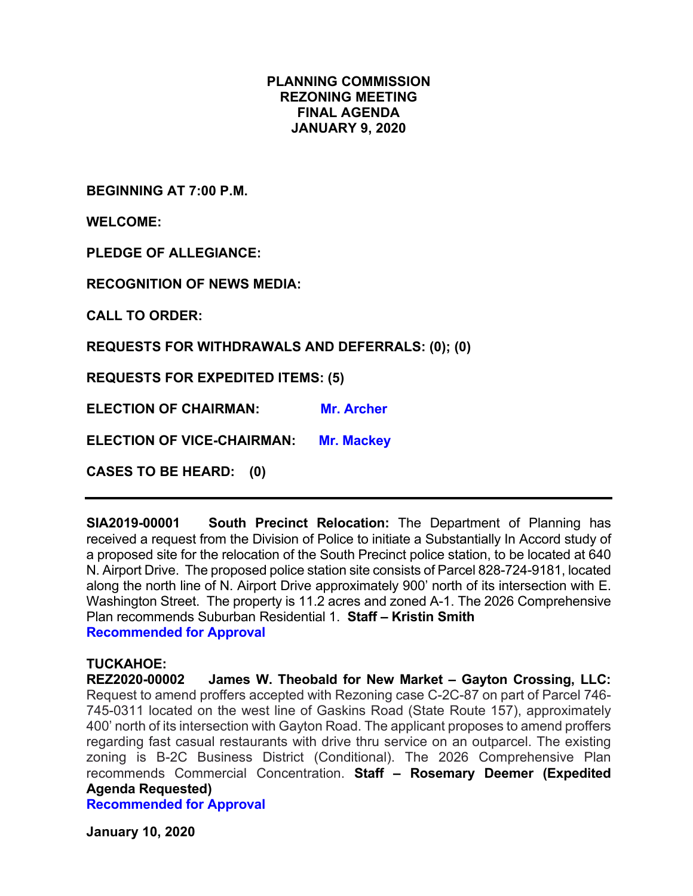# PLANNING COMMISSION
# REZONING MEETING
# FINAL AGENDA
# JANUARY 9, 2020

**BEGINNING AT 7:00 P.M.**

**WELCOME:**

**PLEDGE OF ALLEGIANCE:**

**RECOGNITION OF NEWS MEDIA:**

**CALL TO ORDER:**

**REQUESTS FOR WITHDRAWALS AND DEFERRALS: (0); (0)**

**REQUESTS FOR EXPEDITED ITEMS: (5)**

**ELECTION OF CHAIRMAN:** **Mr. Archer**

**ELECTION OF VICE-CHAIRMAN:** **Mr. Mackey**

**CASES TO BE HEARD: (0)**

---

**SIA2019-00001 South Precinct Relocation:** The Department of Planning has received a request from the Division of Police to initiate a Substantially In Accord study of a proposed site for the relocation of the South Precinct police station, to be located at 640 N. Airport Drive. The proposed police station site consists of Parcel 828-724-9181, located along the north line of N. Airport Drive approximately 900' north of its intersection with E. Washington Street. The property is 11.2 acres and zoned A-1. The 2026 Comprehensive Plan recommends Suburban Residential 1. **Staff – Kristin Smith**
**Recommended for Approval**

**TUCKAHOE:**
**REZ2020-00002 James W. Theobald for New Market – Gayton Crossing, LLC:** Request to amend proffers accepted with Rezoning case C-2C-87 on part of Parcel 746-745-0311 located on the west line of Gaskins Road (State Route 157), approximately 400' north of its intersection with Gayton Road. The applicant proposes to amend proffers regarding fast casual restaurants with drive thru service on an outparcel. The existing zoning is B-2C Business District (Conditional). The 2026 Comprehensive Plan recommends Commercial Concentration. **Staff – Rosemary Deemer (Expedited Agenda Requested)**
**Recommended for Approval**

**January 10, 2020**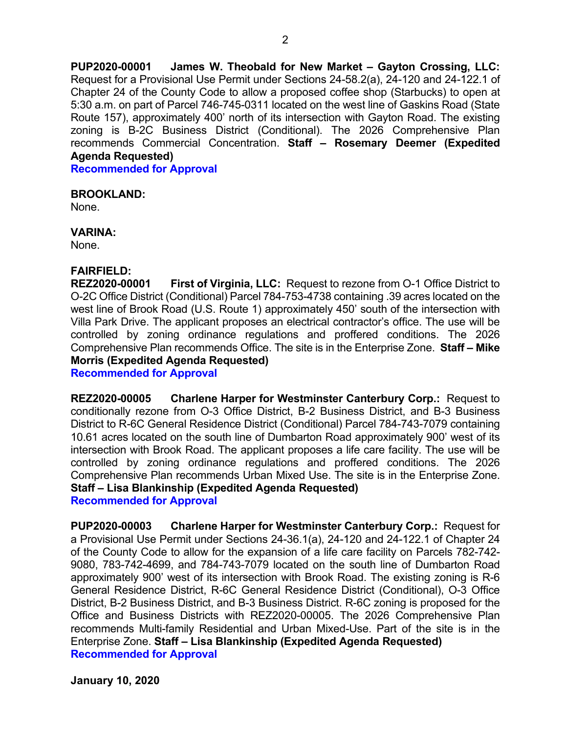**PUP2020-00001 James W. Theobald for New Market – Gayton Crossing, LLC:** Request for a Provisional Use Permit under Sections 24-58.2(a), 24-120 and 24-122.1 of Chapter 24 of the County Code to allow a proposed coffee shop (Starbucks) to open at 5:30 a.m. on part of Parcel 746-745-0311 located on the west line of Gaskins Road (State Route 157), approximately 400' north of its intersection with Gayton Road. The existing zoning is B-2C Business District (Conditional). The 2026 Comprehensive Plan recommends Commercial Concentration. **Staff – Rosemary Deemer (Expedited Agenda Requested)**
**Recommended for Approval**

**BROOKLAND:**
None.

**VARINA:**
None.

**FAIRFIELD:**
**REZ2020-00001 First of Virginia, LLC:** Request to rezone from O-1 Office District to O-2C Office District (Conditional) Parcel 784-753-4738 containing .39 acres located on the west line of Brook Road (U.S. Route 1) approximately 450' south of the intersection with Villa Park Drive. The applicant proposes an electrical contractor's office. The use will be controlled by zoning ordinance regulations and proffered conditions. The 2026 Comprehensive Plan recommends Office. The site is in the Enterprise Zone. **Staff – Mike Morris (Expedited Agenda Requested)**
**Recommended for Approval**

**REZ2020-00005 Charlene Harper for Westminster Canterbury Corp.:** Request to conditionally rezone from O-3 Office District, B-2 Business District, and B-3 Business District to R-6C General Residence District (Conditional) Parcel 784-743-7079 containing 10.61 acres located on the south line of Dumbarton Road approximately 900' west of its intersection with Brook Road. The applicant proposes a life care facility. The use will be controlled by zoning ordinance regulations and proffered conditions. The 2026 Comprehensive Plan recommends Urban Mixed Use. The site is in the Enterprise Zone. **Staff – Lisa Blankinship (Expedited Agenda Requested)**
**Recommended for Approval**

**PUP2020-00003 Charlene Harper for Westminster Canterbury Corp.:** Request for a Provisional Use Permit under Sections 24-36.1(a), 24-120 and 24-122.1 of Chapter 24 of the County Code to allow for the expansion of a life care facility on Parcels 782-742-9080, 783-742-4699, and 784-743-7079 located on the south line of Dumbarton Road approximately 900' west of its intersection with Brook Road. The existing zoning is R-6 General Residence District, R-6C General Residence District (Conditional), O-3 Office District, B-2 Business District, and B-3 Business District. R-6C zoning is proposed for the Office and Business Districts with REZ2020-00005. The 2026 Comprehensive Plan recommends Multi-family Residential and Urban Mixed-Use. Part of the site is in the Enterprise Zone. **Staff – Lisa Blankinship (Expedited Agenda Requested)**
**Recommended for Approval**

**January 10, 2020**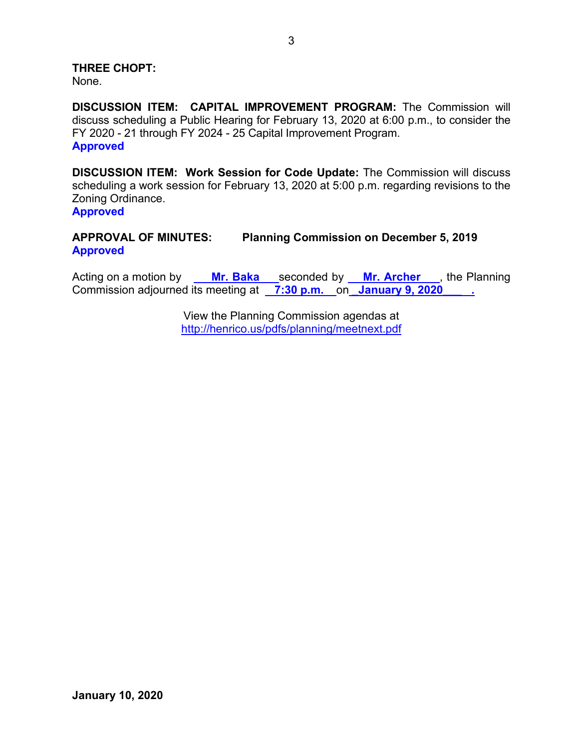**THREE CHOPT:**
None.

**DISCUSSION ITEM: CAPITAL IMPROVEMENT PROGRAM:** The Commission will discuss scheduling a Public Hearing for February 13, 2020 at 6:00 p.m., to consider the FY 2020 - 21 through FY 2024 - 25 Capital Improvement Program.
**Approved**

**DISCUSSION ITEM: Work Session for Code Update:** The Commission will discuss scheduling a work session for February 13, 2020 at 5:00 p.m. regarding revisions to the Zoning Ordinance.
**Approved**

**APPROVAL OF MINUTES: Planning Commission on December 5, 2019**
**Approved**

Acting on a motion by **Mr. Baka** seconded by **Mr. Archer**, the Planning Commission adjourned its meeting at **7:30 p.m.** on **January 9, 2020**.

View the Planning Commission agendas at
http://henrico.us/pdfs/planning/meetnext.pdf

**January 10, 2020**